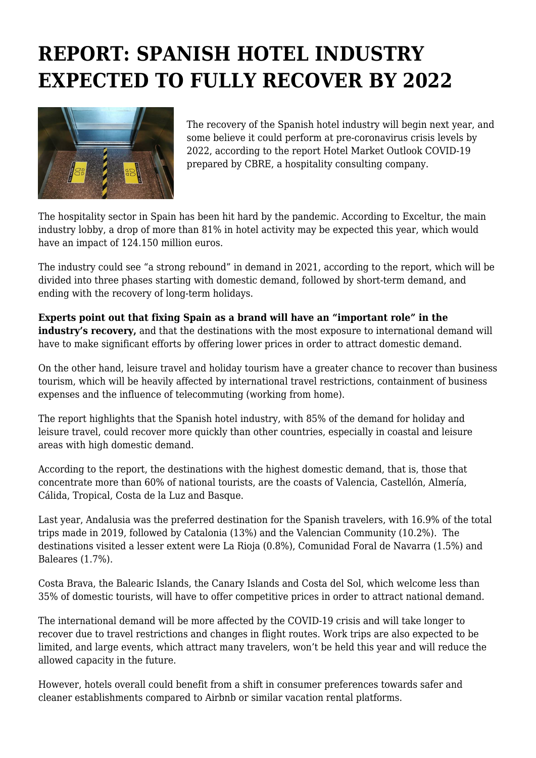# REPORT: SPANISH HOTEL INDUSTRY EXPECTED TO FULLY RECOVER BY 2022

The recovery of the Spanish hotel industry will begin next year, and some believe it could perform at pre-coronavirus crisis levels by 2022, according to the report Hotel Market Outlook COVID-19 prepared by CBRE, a hospitality consulting company.

The hospitality sector in Spain has been hit hard by the pandemic. According to Exceltur, the main industry lobby, a drop of more than 81% in hotel activity may be expected this year, which would have an impact of 124.150 million euros.

The industry could see "a strong rebound" in demand in 2021, according to the report, which will be divided into three phases starting with domestic demand, followed by short-term demand, and ending with the recovery of long-term holidays.

**Experts point out that fixing Spain as a brand will have an "important role" in the industry's recovery,** and that the destinations with the most exposure to international demand will have to make significant efforts by offering lower prices in order to attract domestic demand.

On the other hand, leisure travel and holiday tourism have a greater chance to recover than business tourism, which will be heavily affected by international travel restrictions, containment of business expenses and the influence of telecommuting (working from home).

The report highlights that the Spanish hotel industry, with 85% of the demand for holiday and leisure travel, could recover more quickly than other countries, especially in coastal and leisure areas with high domestic demand.

According to the report, the destinations with the highest domestic demand, that is, those that concentrate more than 60% of national tourists, are the coasts of Valencia, Castellón, Almería, Cálida, Tropical, Costa de la Luz and Basque.

Last year, Andalusia was the preferred destination for the Spanish travelers, with 16.9% of the total trips made in 2019, followed by Catalonia (13%) and the Valencian Community (10.2%). The destinations visited a lesser extent were La Rioja (0.8%), Comunidad Foral de Navarra (1.5%) and Baleares (1.7%).

Costa Brava, the Balearic Islands, the Canary Islands and Costa del Sol, which welcome less than 35% of domestic tourists, will have to offer competitive prices in order to attract national demand.

The international demand will be more affected by the COVID-19 crisis and will take longer to recover due to travel restrictions and changes in flight routes. Work trips are also expected to be limited, and large events, which attract many travelers, won't be held this year and will reduce the allowed capacity in the future.

However, hotels overall could benefit from a shift in consumer preferences towards safer and cleaner establishments compared to Airbnb or similar vacation rental platforms.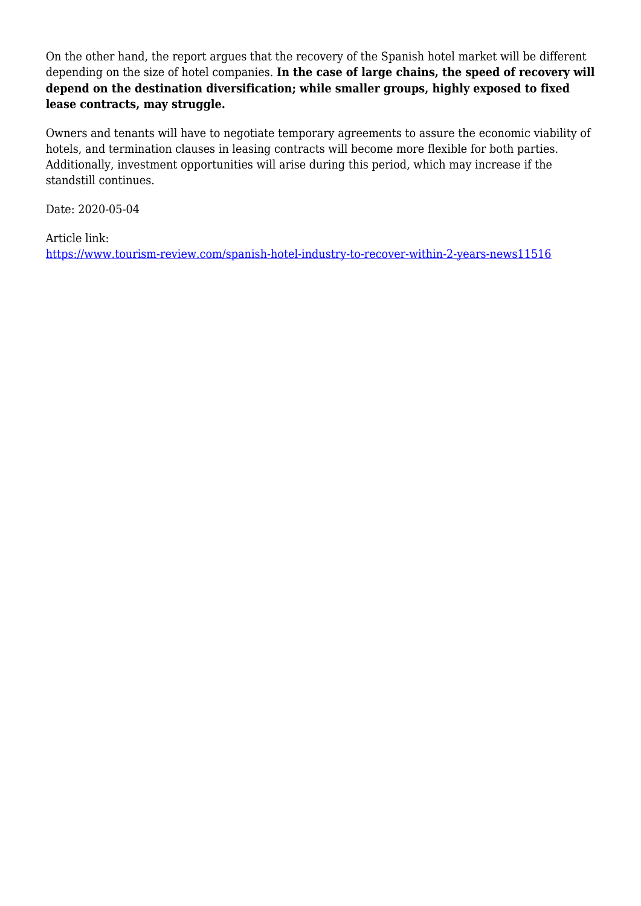On the other hand, the report argues that the recovery of the Spanish hotel market will be different depending on the size of hotel companies. **In the case of large chains, the speed of recovery will depend on the destination diversification; while smaller groups, highly exposed to fixed lease contracts, may struggle.**

Owners and tenants will have to negotiate temporary agreements to assure the economic viability of hotels, and termination clauses in leasing contracts will become more flexible for both parties. Additionally, investment opportunities will arise during this period, which may increase if the standstill continues.

Date: 2020-05-04

Article link:
[https://www.tourism-review.com/spanish-hotel-industry-to-recover-within-2-years-news11516](https://www.tourism-review.com/spanish-hotel-industry-to-recover-within-2-years-news11516)